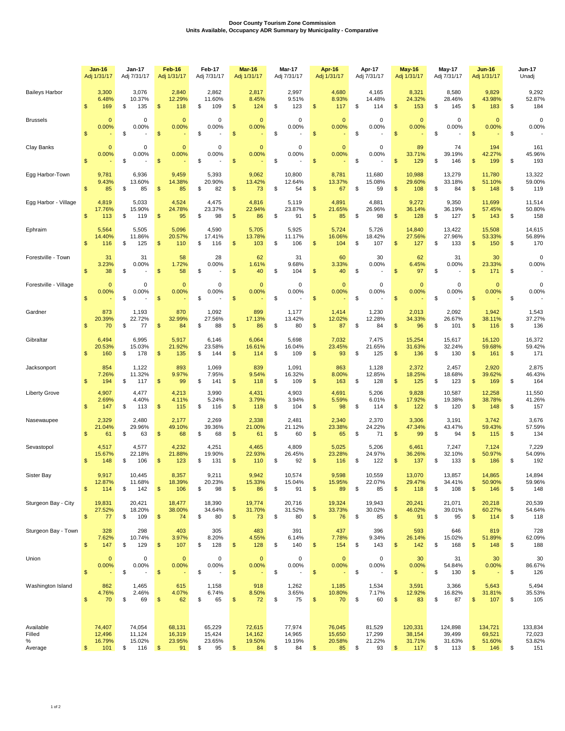**Door County Tourism Zone Commission**
**Units Available, Occupancy ADR Summary by Municipality - Comparative**

| | Jan-16 Adj 1/31/17 | Jan-17 Adj 7/31/17 | Feb-16 Adj 1/31/17 | Feb-17 Adj 7/31/17 | Mar-16 Adj 1/31/17 | Mar-17 Adj 7/31/17 | Apr-16 Adj 1/31/17 | Apr-17 Adj 7/31/17 | May-16 Adj 1/31/17 | May-17 Adj 7/31/17 | Jun-16 Adj 1/31/17 | Jun-17 Unadj |
|---|---|---|---|---|---|---|---|---|---|---|---|---|
| Baileys Harbor | 3,300 | 3,076 | 2,840 | 2,862 | 2,817 | 2,997 | 4,680 | 4,165 | 8,321 | 8,580 | 9,829 | 9,292 |
| | 6.48% | 10.37% | 12.29% | 11.60% | 8.45% | 9.51% | 8.93% | 14.48% | 24.32% | 28.46% | 43.98% | 52.87% |
| | $ 169 | $ 135 | $ 118 | $ 109 | $ 124 | $ 123 | $ 117 | $ 114 | $ 153 | $ 145 | $ 183 | $ 184 |
| Brussels | 0 | 0 | 0 | 0 | 0 | 0 | 0 | 0 | 0 | 0 | 0 | 0 |
| | 0.00% | 0.00% | 0.00% | 0.00% | 0.00% | 0.00% | 0.00% | 0.00% | 0.00% | 0.00% | 0.00% | 0.00% |
| | $ - | $ - | $ - | $ - | $ - | $ - | $ - | $ - | $ - | $ - | $ - | $ - |
| Clay Banks | 0 | 0 | 0 | 0 | 0 | 0 | 0 | 0 | 89 | 74 | 194 | 161 |
| | 0.00% | 0.00% | 0.00% | 0.00% | 0.00% | 0.00% | 0.00% | 0.00% | 33.71% | 39.19% | 42.27% | 45.96% |
| | $ - | $ - | $ - | $ - | $ - | $ - | $ - | $ - | $ 129 | $ 146 | $ 199 | $ 193 |
| Egg Harbor-Town | 9,781 | 6,936 | 9,459 | 5,393 | 9,062 | 10,800 | 8,781 | 11,680 | 10,988 | 13,279 | 11,780 | 13,322 |
| | 9.43% | 13.60% | 14.38% | 20.90% | 13.42% | 12.64% | 13.37% | 15.08% | 29.60% | 33.18% | 51.10% | 59.00% |
| | $ 85 | $ 85 | $ 85 | $ 82 | $ 73 | $ 54 | $ 67 | $ 59 | $ 108 | $ 84 | $ 148 | $ 119 |
| Egg Harbor - Village | 4,819 | 5,033 | 4,524 | 4,475 | 4,816 | 5,119 | 4,891 | 4,881 | 9,272 | 9,350 | 11,699 | 11,514 |
| | 17.76% | 15.90% | 24.78% | 23.37% | 22.94% | 23.87% | 21.65% | 26.96% | 36.14% | 36.19% | 57.45% | 50.80% |
| | $ 113 | $ 119 | $ 95 | $ 98 | $ 86 | $ 91 | $ 85 | $ 98 | $ 128 | $ 127 | $ 143 | $ 158 |
| Ephraim | 5,564 | 5,505 | 5,096 | 4,590 | 5,705 | 5,925 | 5,724 | 5,726 | 14,840 | 13,422 | 15,508 | 14,615 |
| | 14.40% | 11.86% | 20.57% | 17.41% | 13.78% | 11.17% | 16.06% | 18.42% | 27.56% | 27.96% | 53.33% | 56.89% |
| | $ 116 | $ 125 | $ 110 | $ 116 | $ 103 | $ 106 | $ 104 | $ 107 | $ 127 | $ 133 | $ 150 | $ 170 |
| Forestville - Town | 31 | 31 | 58 | 28 | 62 | 31 | 60 | 30 | 62 | 31 | 30 | 0 |
| | 3.23% | 0.00% | 1.72% | 0.00% | 1.61% | 9.68% | 3.33% | 0.00% | 6.45% | 0.00% | 23.33% | 0.00% |
| | $ 38 | $ - | $ 58 | $ - | $ 40 | $ 104 | $ 40 | $ - | $ 97 | $ - | $ 171 | $ - |
| Forestville - Village | 0 | 0 | 0 | 0 | 0 | 0 | 0 | 0 | 0 | 0 | 0 | 0 |
| | 0.00% | 0.00% | 0.00% | 0.00% | 0.00% | 0.00% | 0.00% | 0.00% | 0.00% | 0.00% | 0.00% | 0.00% |
| | $ - | $ - | $ - | $ - | $ - | $ - | $ - | $ - | $ - | $ - | $ - | $ - |
| Gardner | 873 | 1,193 | 870 | 1,092 | 899 | 1,177 | 1,414 | 1,230 | 2,013 | 2,092 | 1,942 | 1,543 |
| | 20.39% | 22.72% | 32.99% | 27.56% | 17.13% | 13.42% | 12.02% | 12.28% | 34.33% | 26.67% | 38.11% | 37.27% |
| | $ 70 | $ 77 | $ 84 | $ 88 | $ 86 | $ 80 | $ 87 | $ 84 | $ 96 | $ 101 | $ 116 | $ 136 |
| Gibraltar | 6,494 | 6,995 | 5,917 | 6,146 | 6,064 | 5,698 | 7,032 | 7,475 | 15,254 | 15,617 | 16,120 | 16,372 |
| | 20.53% | 15.03% | 21.92% | 23.58% | 16.61% | 16.04% | 23.45% | 21.65% | 31.63% | 32.24% | 59.68% | 59.42% |
| | $ 160 | $ 178 | $ 135 | $ 144 | $ 114 | $ 109 | $ 93 | $ 125 | $ 136 | $ 130 | $ 161 | $ 171 |
| Jacksonport | 854 | 1,122 | 893 | 1,069 | 839 | 1,091 | 863 | 1,128 | 2,372 | 2,457 | 2,920 | 2,875 |
| | 7.26% | 11.32% | 9.97% | 7.95% | 9.54% | 16.32% | 8.00% | 12.85% | 18.25% | 18.68% | 39.62% | 46.43% |
| | $ 194 | $ 117 | $ 99 | $ 141 | $ 118 | $ 109 | $ 163 | $ 128 | $ 125 | $ 123 | $ 169 | $ 164 |
| Liberty Grove | 4,907 | 4,477 | 4,213 | 3,990 | 4,431 | 4,903 | 4,691 | 5,206 | 9,828 | 10,587 | 12,258 | 11,550 |
| | 2.69% | 4.40% | 4.11% | 5.24% | 3.79% | 3.94% | 5.59% | 6.01% | 17.92% | 19.38% | 38.78% | 41.26% |
| | $ 147 | $ 113 | $ 115 | $ 116 | $ 118 | $ 104 | $ 98 | $ 114 | $ 122 | $ 120 | $ 148 | $ 157 |
| Nasewaupee | 2,329 | 2,480 | 2,177 | 2,269 | 2,338 | 2,481 | 2,340 | 2,370 | 3,306 | 3,191 | 3,742 | 3,676 |
| | 21.04% | 29.96% | 49.10% | 39.36% | 21.00% | 21.12% | 23.38% | 24.22% | 47.34% | 43.47% | 59.43% | 57.59% |
| | $ 61 | $ 63 | $ 68 | $ 68 | $ 61 | $ 60 | $ 65 | $ 71 | $ 99 | $ 94 | $ 115 | $ 134 |
| Sevastopol | 4,517 | 4,577 | 4,232 | 4,251 | 4,465 | 4,809 | 5,025 | 5,206 | 6,461 | 7,247 | 7,124 | 7,229 |
| | 15.67% | 22.18% | 21.88% | 19.90% | 22.93% | 26.45% | 23.28% | 24.97% | 36.26% | 32.10% | 50.97% | 54.09% |
| | $ 148 | $ 106 | $ 123 | $ 131 | $ 110 | $ 92 | $ 116 | $ 122 | $ 137 | $ 133 | $ 186 | $ 192 |
| Sister Bay | 9,917 | 10,445 | 8,357 | 9,211 | 9,942 | 10,574 | 9,598 | 10,559 | 13,070 | 13,857 | 14,865 | 14,894 |
| | 12.87% | 11.68% | 18.39% | 20.23% | 15.33% | 15.04% | 15.95% | 22.07% | 29.47% | 34.41% | 50.90% | 59.96% |
| | $ 114 | $ 142 | $ 106 | $ 98 | $ 86 | $ 91 | $ 89 | $ 85 | $ 118 | $ 108 | $ 146 | $ 148 |
| Sturgeon Bay - City | 19,831 | 20,421 | 18,477 | 18,390 | 19,774 | 20,716 | 19,324 | 19,943 | 20,241 | 21,071 | 20,218 | 20,539 |
| | 27.52% | 18.20% | 38.00% | 34.64% | 31.70% | 31.52% | 33.73% | 30.02% | 46.02% | 39.01% | 60.27% | 54.64% |
| | $ 77 | $ 109 | $ 74 | $ 80 | $ 73 | $ 80 | $ 76 | $ 85 | $ 91 | $ 95 | $ 114 | $ 118 |
| Sturgeon Bay - Town | 328 | 298 | 403 | 305 | 483 | 391 | 437 | 396 | 593 | 646 | 819 | 728 |
| | 7.62% | 10.74% | 3.97% | 8.20% | 4.55% | 6.14% | 7.78% | 9.34% | 26.14% | 15.02% | 51.89% | 62.09% |
| | $ 147 | $ 129 | $ 107 | $ 128 | $ 128 | $ 140 | $ 154 | $ 143 | $ 142 | $ 168 | $ 148 | $ 188 |
| Union | 0 | 0 | 0 | 0 | 0 | 0 | 0 | 0 | 30 | 31 | 30 | 30 |
| | 0.00% | 0.00% | 0.00% | 0.00% | 0.00% | 0.00% | 0.00% | 0.00% | 0.00% | 54.84% | 0.00% | 86.67% |
| | $ - | $ - | $ - | $ - | $ - | $ - | $ - | $ - | $ - | $ 130 | $ - | $ 126 |
| Washington Island | 862 | 1,465 | 615 | 1,158 | 918 | 1,262 | 1,185 | 1,534 | 3,591 | 3,366 | 5,643 | 5,494 |
| | 4.76% | 2.46% | 4.07% | 6.74% | 8.50% | 3.65% | 10.80% | 7.17% | 12.92% | 16.82% | 31.81% | 35.53% |
| | $ 70 | $ 69 | $ 62 | $ 65 | $ 72 | $ 75 | $ 70 | $ 60 | $ 83 | $ 87 | $ 107 | $ 105 |
| Available | 74,407 | 74,054 | 68,131 | 65,229 | 72,615 | 77,974 | 76,045 | 81,529 | 120,331 | 124,898 | 134,721 | 133,834 |
| Filled | 12,496 | 11,124 | 16,319 | 15,424 | 14,162 | 14,965 | 15,650 | 17,299 | 38,154 | 39,499 | 69,521 | 72,023 |
| % | 16.79% | 15.02% | 23.95% | 23.65% | 19.50% | 19.19% | 20.58% | 21.22% | 31.71% | 31.63% | 51.60% | 53.82% |
| Average | $ 101 | $ 116 | $ 91 | $ 95 | $ 84 | $ 84 | $ 85 | $ 93 | $ 117 | $ 113 | $ 146 | $ 151 |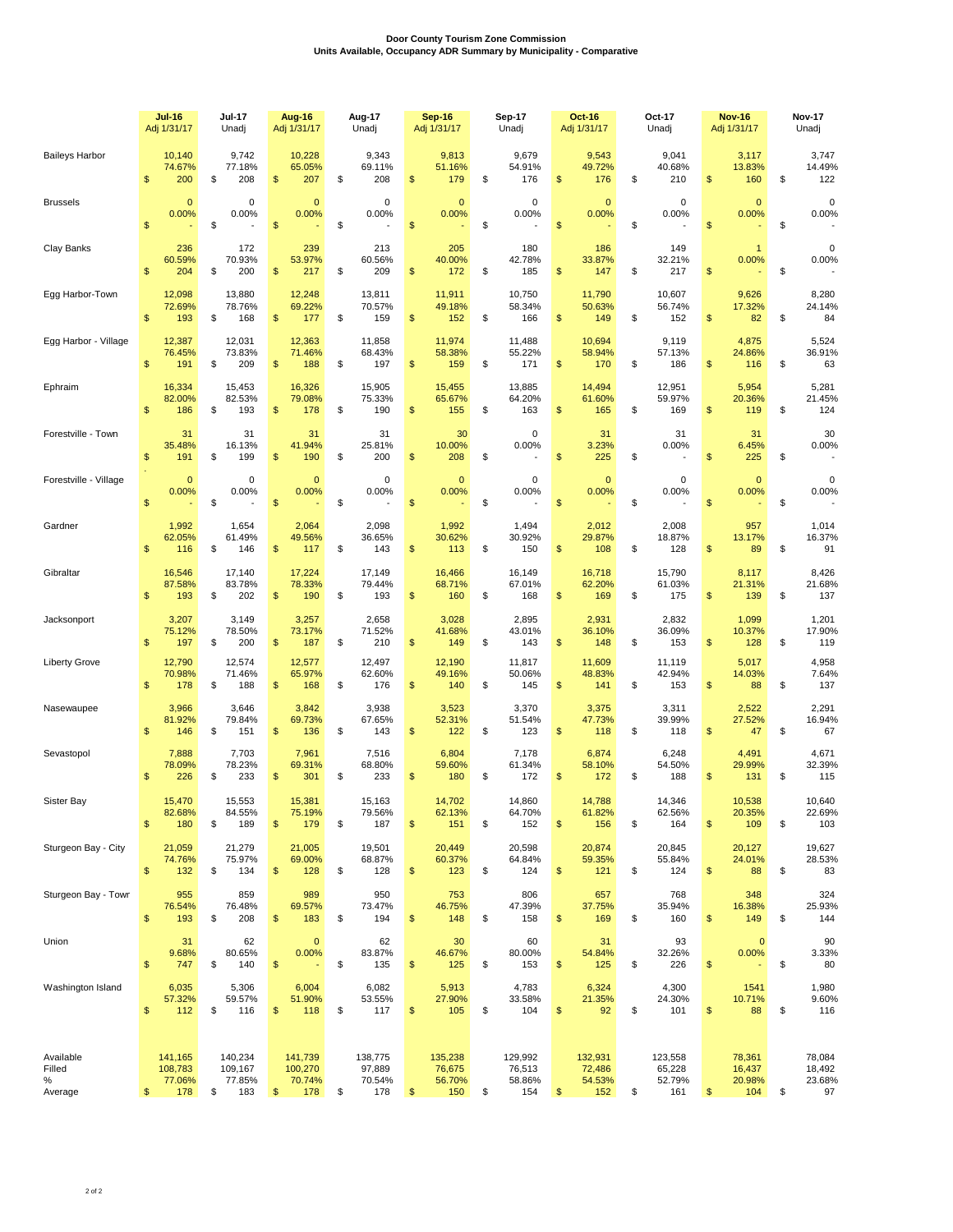**Door County Tourism Zone Commission**
**Units Available, Occupancy ADR Summary by Municipality - Comparative**

| | Jul-16 Adj 1/31/17 | Jul-17 Unadj | Aug-16 Adj 1/31/17 | Aug-17 Unadj | Sep-16 Adj 1/31/17 | Sep-17 Unadj | Oct-16 Adj 1/31/17 | Oct-17 Unadj | Nov-16 Adj 1/31/17 | Nov-17 Unadj |
|---|---|---|---|---|---|---|---|---|---|---|
| Baileys Harbor | 10,140 | 9,742 | 10,228 | 9,343 | 9,813 | 9,679 | 9,543 | 9,041 | 3,117 | 3,747 |
| | 74.67% | 77.18% | 65.05% | 69.11% | 51.16% | 54.91% | 49.72% | 40.68% | 13.83% | 14.49% |
| | $ 200 | $ 208 | $ 207 | $ 208 | $ 179 | $ 176 | $ 176 | $ 210 | $ 160 | $ 122 |
| Brussels | 0 | 0 | 0 | 0 | 0 | 0 | 0 | 0 | 0 | 0 |
| | 0.00% | 0.00% | 0.00% | 0.00% | 0.00% | 0.00% | 0.00% | 0.00% | 0.00% | 0.00% |
| | $ - | $ - | $ - | $ - | $ - | $ - | $ - | $ - | $ - | $ - |
| Clay Banks | 236 | 172 | 239 | 213 | 205 | 180 | 186 | 149 | 1 | 0 |
| | 60.59% | 70.93% | 53.97% | 60.56% | 40.00% | 42.78% | 33.87% | 32.21% | 0.00% | 0.00% |
| | $ 204 | $ 200 | $ 217 | $ 209 | $ 172 | $ 185 | $ 147 | $ 217 | $ - | $ - |
| Egg Harbor-Town | 12,098 | 13,880 | 12,248 | 13,811 | 11,911 | 10,750 | 11,790 | 10,607 | 9,626 | 8,280 |
| | 72.69% | 78.76% | 69.22% | 70.57% | 49.18% | 58.34% | 50.63% | 56.74% | 17.32% | 24.14% |
| | $ 193 | $ 168 | $ 177 | $ 159 | $ 152 | $ 166 | $ 149 | $ 152 | $ 82 | $ 84 |
| Egg Harbor - Village | 12,387 | 12,031 | 12,363 | 11,858 | 11,974 | 11,488 | 10,694 | 9,119 | 4,875 | 5,524 |
| | 76.45% | 73.83% | 71.46% | 68.43% | 58.38% | 55.22% | 58.94% | 57.13% | 24.86% | 36.91% |
| | $ 191 | $ 209 | $ 188 | $ 197 | $ 159 | $ 171 | $ 170 | $ 186 | $ 116 | $ 63 |
| Ephraim | 16,334 | 15,453 | 16,326 | 15,905 | 15,455 | 13,885 | 14,494 | 12,951 | 5,954 | 5,281 |
| | 82.00% | 82.53% | 79.08% | 75.33% | 65.67% | 64.20% | 61.60% | 59.97% | 20.36% | 21.45% |
| | $ 186 | $ 193 | $ 178 | $ 190 | $ 155 | $ 163 | $ 165 | $ 169 | $ 119 | $ 124 |
| Forestville - Town | 31 | 31 | 31 | 31 | 30 | 0 | 31 | 31 | 31 | 30 |
| | 35.48% | 16.13% | 41.94% | 25.81% | 10.00% | 0.00% | 3.23% | 0.00% | 6.45% | 0.00% |
| | $ 191 | $ 199 | $ 190 | $ 200 | $ 208 | $ - | $ 225 | $ - | $ 225 | $ - |
| Forestville - Village | 0 | 0 | 0 | 0 | 0 | 0 | 0 | 0 | 0 | 0 |
| | 0.00% | 0.00% | 0.00% | 0.00% | 0.00% | 0.00% | 0.00% | 0.00% | 0.00% | 0.00% |
| | $ - | $ - | $ - | $ - | $ - | $ - | $ - | $ - | $ - | $ - |
| Gardner | 1,992 | 1,654 | 2,064 | 2,098 | 1,992 | 1,494 | 2,012 | 2,008 | 957 | 1,014 |
| | 62.05% | 61.49% | 49.56% | 36.65% | 30.62% | 30.92% | 29.87% | 18.87% | 13.17% | 16.37% |
| | $ 116 | $ 146 | $ 117 | $ 143 | $ 113 | $ 150 | $ 108 | $ 128 | $ 89 | $ 91 |
| Gibraltar | 16,546 | 17,140 | 17,224 | 17,149 | 16,466 | 16,149 | 16,718 | 15,790 | 8,117 | 8,426 |
| | 87.58% | 83.78% | 78.33% | 79.44% | 68.71% | 67.01% | 62.20% | 61.03% | 21.31% | 21.68% |
| | $ 193 | $ 202 | $ 190 | $ 193 | $ 160 | $ 168 | $ 169 | $ 175 | $ 139 | $ 137 |
| Jacksonport | 3,207 | 3,149 | 3,257 | 2,658 | 3,028 | 2,895 | 2,931 | 2,832 | 1,099 | 1,201 |
| | 75.12% | 78.50% | 73.17% | 71.52% | 41.68% | 43.01% | 36.10% | 36.09% | 10.37% | 17.90% |
| | $ 197 | $ 200 | $ 187 | $ 210 | $ 149 | $ 143 | $ 148 | $ 153 | $ 128 | $ 119 |
| Liberty Grove | 12,790 | 12,574 | 12,577 | 12,497 | 12,190 | 11,817 | 11,609 | 11,119 | 5,017 | 4,958 |
| | 70.98% | 71.46% | 65.97% | 62.60% | 49.16% | 50.06% | 48.83% | 42.94% | 14.03% | 7.64% |
| | $ 178 | $ 188 | $ 168 | $ 176 | $ 140 | $ 145 | $ 141 | $ 153 | $ 88 | $ 137 |
| Nasewaupee | 3,966 | 3,646 | 3,842 | 3,938 | 3,523 | 3,370 | 3,375 | 3,311 | 2,522 | 2,291 |
| | 81.92% | 79.84% | 69.73% | 67.65% | 52.31% | 51.54% | 47.73% | 39.99% | 27.52% | 16.94% |
| | $ 146 | $ 151 | $ 136 | $ 143 | $ 122 | $ 123 | $ 118 | $ 118 | $ 47 | $ 67 |
| Sevastopol | 7,888 | 7,703 | 7,961 | 7,516 | 6,804 | 7,178 | 6,874 | 6,248 | 4,491 | 4,671 |
| | 78.09% | 78.23% | 69.31% | 68.80% | 59.60% | 61.34% | 58.10% | 54.50% | 29.99% | 32.39% |
| | $ 226 | $ 233 | $ 301 | $ 233 | $ 180 | $ 172 | $ 172 | $ 188 | $ 131 | $ 115 |
| Sister Bay | 15,470 | 15,553 | 15,381 | 15,163 | 14,702 | 14,860 | 14,788 | 14,346 | 10,538 | 10,640 |
| | 82.68% | 84.55% | 75.19% | 79.56% | 62.13% | 64.70% | 61.82% | 62.56% | 20.35% | 22.69% |
| | $ 180 | $ 189 | $ 179 | $ 187 | $ 151 | $ 152 | $ 156 | $ 164 | $ 109 | $ 103 |
| Sturgeon Bay - City | 21,059 | 21,279 | 21,005 | 19,501 | 20,449 | 20,598 | 20,874 | 20,845 | 20,127 | 19,627 |
| | 74.76% | 75.97% | 69.00% | 68.87% | 60.37% | 64.84% | 59.35% | 55.84% | 24.01% | 28.53% |
| | $ 132 | $ 134 | $ 128 | $ 128 | $ 123 | $ 124 | $ 121 | $ 124 | $ 88 | $ 83 |
| Sturgeon Bay - Towr | 955 | 859 | 989 | 950 | 753 | 806 | 657 | 768 | 348 | 324 |
| | 76.54% | 76.48% | 69.57% | 73.47% | 46.75% | 47.39% | 37.75% | 35.94% | 16.38% | 25.93% |
| | $ 193 | $ 208 | $ 183 | $ 194 | $ 148 | $ 158 | $ 169 | $ 160 | $ 149 | $ 144 |
| Union | 31 | 62 | 0 | 62 | 30 | 60 | 31 | 93 | 0 | 90 |
| | 9.68% | 80.65% | 0.00% | 83.87% | 46.67% | 80.00% | 54.84% | 32.26% | 0.00% | 3.33% |
| | $ 747 | $ 140 | $ - | $ 135 | $ 125 | $ 153 | $ 125 | $ 226 | $ - | $ 80 |
| Washington Island | 6,035 | 5,306 | 6,004 | 6,082 | 5,913 | 4,783 | 6,324 | 4,300 | 1541 | 1,980 |
| | 57.32% | 59.57% | 51.90% | 53.55% | 27.90% | 33.58% | 21.35% | 24.30% | 10.71% | 9.60% |
| | $ 112 | $ 116 | $ 118 | $ 117 | $ 105 | $ 104 | $ 92 | $ 101 | $ 88 | $ 116 |
| Available | 141,165 | 140,234 | 141,739 | 138,775 | 135,238 | 129,992 | 132,931 | 123,558 | 78,361 | 78,084 |
| Filled | 108,783 | 109,167 | 100,270 | 97,889 | 76,675 | 76,513 | 72,486 | 65,228 | 16,437 | 18,492 |
| % | 77.06% | 77.85% | 70.74% | 70.54% | 56.70% | 58.86% | 54.53% | 52.79% | 20.98% | 23.68% |
| Average | $ 178 | $ 183 | $ 178 | $ 178 | $ 150 | $ 154 | $ 152 | $ 161 | $ 104 | $ 97 |